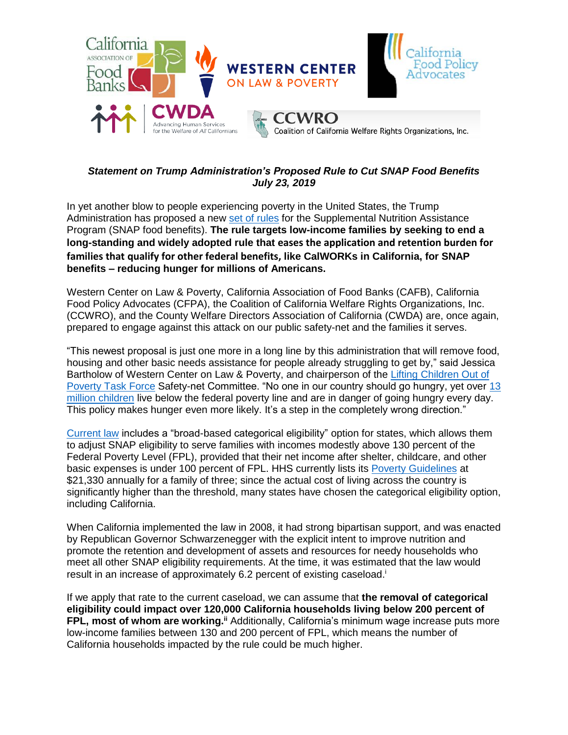***Statement on Trump Administration's Proposed Rule to Cut SNAP Food Benefits***
***July 23, 2019***

In yet another blow to people experiencing poverty in the United States, the Trump Administration has proposed a new set of rules for the Supplemental Nutrition Assistance Program (SNAP food benefits). **The rule targets low-income families by seeking to end a long-standing and widely adopted rule that eases the application and retention burden for families that qualify for other federal benefits, like CalWORKs in California, for SNAP benefits – reducing hunger for millions of Americans.**

Western Center on Law & Poverty, California Association of Food Banks (CAFB), California Food Policy Advocates (CFPA), the Coalition of California Welfare Rights Organizations, Inc. (CCWRO), and the County Welfare Directors Association of California (CWDA) are, once again, prepared to engage against this attack on our public safety-net and the families it serves.

"This newest proposal is just one more in a long line by this administration that will remove food, housing and other basic needs assistance for people already struggling to get by," said Jessica Bartholow of Western Center on Law & Poverty, and chairperson of the Lifting Children Out of Poverty Task Force Safety-net Committee. "No one in our country should go hungry, yet over 13 million children live below the federal poverty line and are in danger of going hungry every day. This policy makes hunger even more likely. It's a step in the completely wrong direction."

Current law includes a "broad-based categorical eligibility" option for states, which allows them to adjust SNAP eligibility to serve families with incomes modestly above 130 percent of the Federal Poverty Level (FPL), provided that their net income after shelter, childcare, and other basic expenses is under 100 percent of FPL. HHS currently lists its Poverty Guidelines at $21,330 annually for a family of three; since the actual cost of living across the country is significantly higher than the threshold, many states have chosen the categorical eligibility option, including California.

When California implemented the law in 2008, it had strong bipartisan support, and was enacted by Republican Governor Schwarzenegger with the explicit intent to improve nutrition and promote the retention and development of assets and resources for needy households who meet all other SNAP eligibility requirements. At the time, it was estimated that the law would result in an increase of approximately 6.2 percent of existing caseload.[i]

If we apply that rate to the current caseload, we can assume that **the removal of categorical eligibility could impact over 120,000 California households living below 200 percent of FPL, most of whom are working.**[ii] Additionally, California's minimum wage increase puts more low-income families between 130 and 200 percent of FPL, which means the number of California households impacted by the rule could be much higher.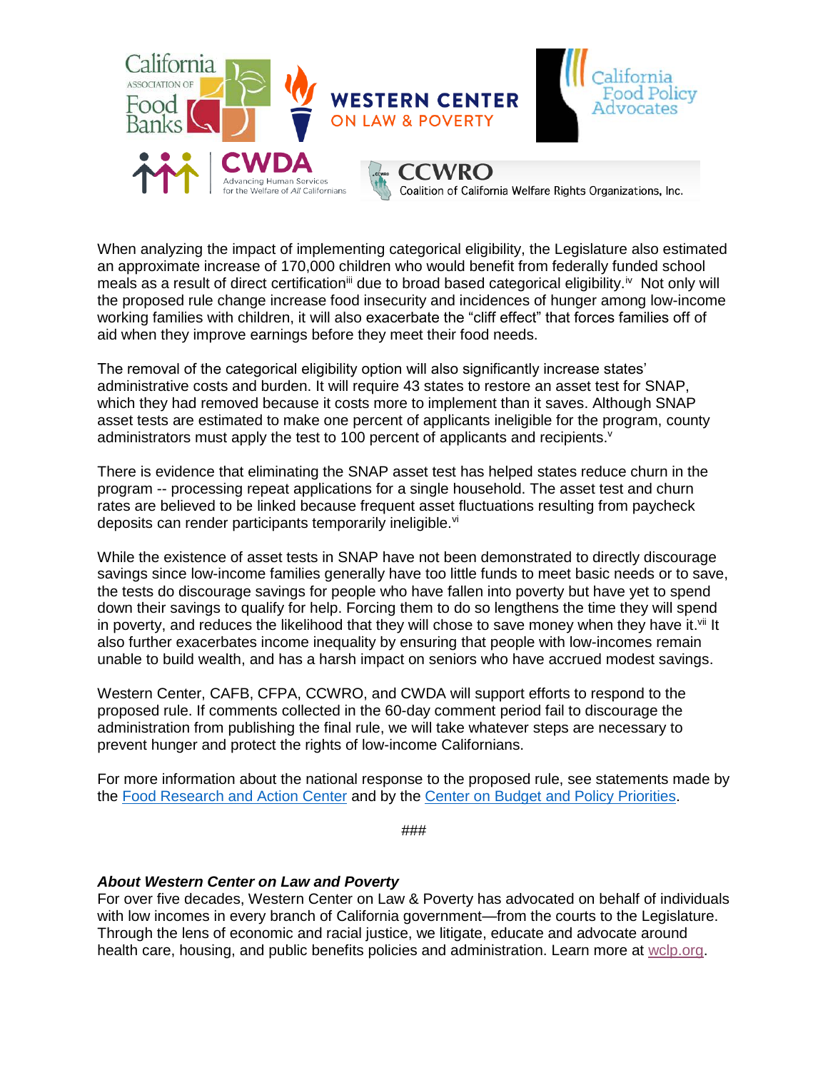When analyzing the impact of implementing categorical eligibility, the Legislature also estimated an approximate increase of 170,000 children who would benefit from federally funded school meals as a result of direct certification[iii] due to broad based categorical eligibility.[iv] Not only will the proposed rule change increase food insecurity and incidences of hunger among low-income working families with children, it will also exacerbate the "cliff effect" that forces families off of aid when they improve earnings before they meet their food needs.

The removal of the categorical eligibility option will also significantly increase states' administrative costs and burden. It will require 43 states to restore an asset test for SNAP, which they had removed because it costs more to implement than it saves. Although SNAP asset tests are estimated to make one percent of applicants ineligible for the program, county administrators must apply the test to 100 percent of applicants and recipients.[v]

There is evidence that eliminating the SNAP asset test has helped states reduce churn in the program -- processing repeat applications for a single household. The asset test and churn rates are believed to be linked because frequent asset fluctuations resulting from paycheck deposits can render participants temporarily ineligible.[vi]

While the existence of asset tests in SNAP have not been demonstrated to directly discourage savings since low-income families generally have too little funds to meet basic needs or to save, the tests do discourage savings for people who have fallen into poverty but have yet to spend down their savings to qualify for help. Forcing them to do so lengthens the time they will spend in poverty, and reduces the likelihood that they will chose to save money when they have it.[vii] It also further exacerbates income inequality by ensuring that people with low-incomes remain unable to build wealth, and has a harsh impact on seniors who have accrued modest savings.

Western Center, CAFB, CFPA, CCWRO, and CWDA will support efforts to respond to the proposed rule. If comments collected in the 60-day comment period fail to discourage the administration from publishing the final rule, we will take whatever steps are necessary to prevent hunger and protect the rights of low-income Californians.

For more information about the national response to the proposed rule, see statements made by the Food Research and Action Center and by the Center on Budget and Policy Priorities.

###

***About Western Center on Law and Poverty***

For over five decades, Western Center on Law & Poverty has advocated on behalf of individuals with low incomes in every branch of California government—from the courts to the Legislature. Through the lens of economic and racial justice, we litigate, educate and advocate around health care, housing, and public benefits policies and administration. Learn more at wclp.org.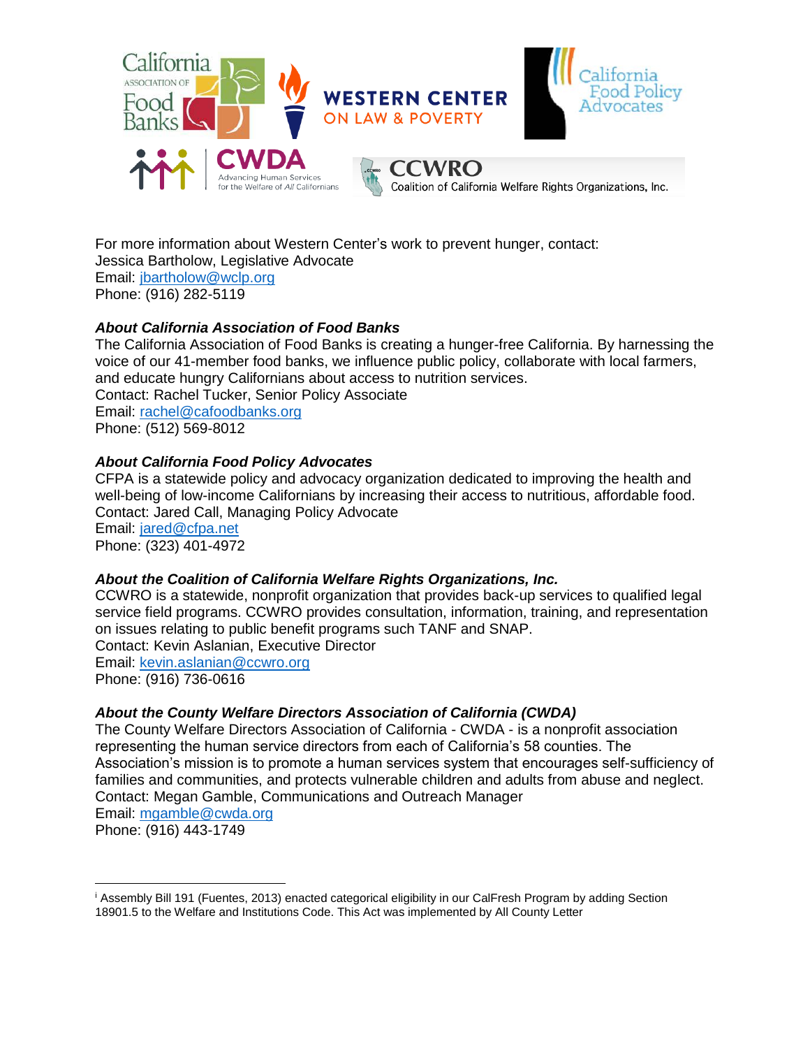For more information about Western Center's work to prevent hunger, contact:
Jessica Bartholow, Legislative Advocate
Email: jbartholow@wclp.org
Phone: (916) 282-5119

***About California Association of Food Banks***

The California Association of Food Banks is creating a hunger-free California. By harnessing the voice of our 41-member food banks, we influence public policy, collaborate with local farmers, and educate hungry Californians about access to nutrition services.
Contact: Rachel Tucker, Senior Policy Associate
Email: rachel@cafoodbanks.org
Phone: (512) 569-8012

***About California Food Policy Advocates***

CFPA is a statewide policy and advocacy organization dedicated to improving the health and well-being of low-income Californians by increasing their access to nutritious, affordable food.
Contact: Jared Call, Managing Policy Advocate
Email: jared@cfpa.net
Phone: (323) 401-4972

***About the Coalition of California Welfare Rights Organizations, Inc.***

CCWRO is a statewide, nonprofit organization that provides back-up services to qualified legal service field programs. CCWRO provides consultation, information, training, and representation on issues relating to public benefit programs such TANF and SNAP.
Contact: Kevin Aslanian, Executive Director
Email: kevin.aslanian@ccwro.org
Phone: (916) 736-0616

***About the County Welfare Directors Association of California (CWDA)***

The County Welfare Directors Association of California - CWDA - is a nonprofit association representing the human service directors from each of California's 58 counties. The Association's mission is to promote a human services system that encourages self-sufficiency of families and communities, and protects vulnerable children and adults from abuse and neglect.
Contact: Megan Gamble, Communications and Outreach Manager
Email: mgamble@cwda.org
Phone: (916) 443-1749

---

[i] Assembly Bill 191 (Fuentes, 2013) enacted categorical eligibility in our CalFresh Program by adding Section 18901.5 to the Welfare and Institutions Code. This Act was implemented by All County Letter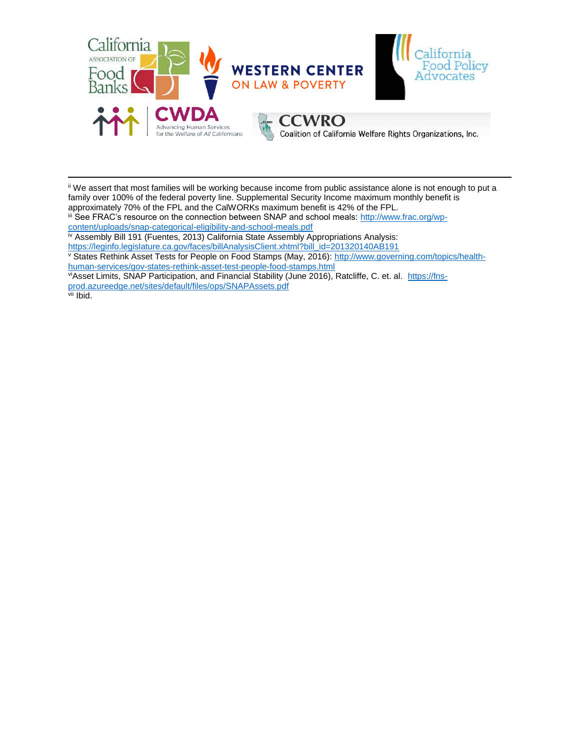California Association of Food Banks | Western Center on Law & Poverty | California Food Policy Advocates | CWDA Advancing Human Services for the Welfare of *All* Californians | CCWRO Coalition of California Welfare Rights Organizations, Inc.

---

[ii] We assert that most families will be working because income from public assistance alone is not enough to put a family over 100% of the federal poverty line. Supplemental Security Income maximum monthly benefit is approximately 70% of the FPL and the CalWORKs maximum benefit is 42% of the FPL.

[iii] See FRAC's resource on the connection between SNAP and school meals: http://www.frac.org/wp-content/uploads/snap-categorical-eligibility-and-school-meals.pdf

[iv] Assembly Bill 191 (Fuentes, 2013) California State Assembly Appropriations Analysis: https://leginfo.legislature.ca.gov/faces/billAnalysisClient.xhtml?bill_id=201320140AB191

[v] States Rethink Asset Tests for People on Food Stamps (May, 2016): http://www.governing.com/topics/health-human-services/gov-states-rethink-asset-test-people-food-stamps.html

[vi] Asset Limits, SNAP Participation, and Financial Stability (June 2016), Ratcliffe, C. et. al. https://fns-prod.azureedge.net/sites/default/files/ops/SNAPAssets.pdf

[vii] Ibid.